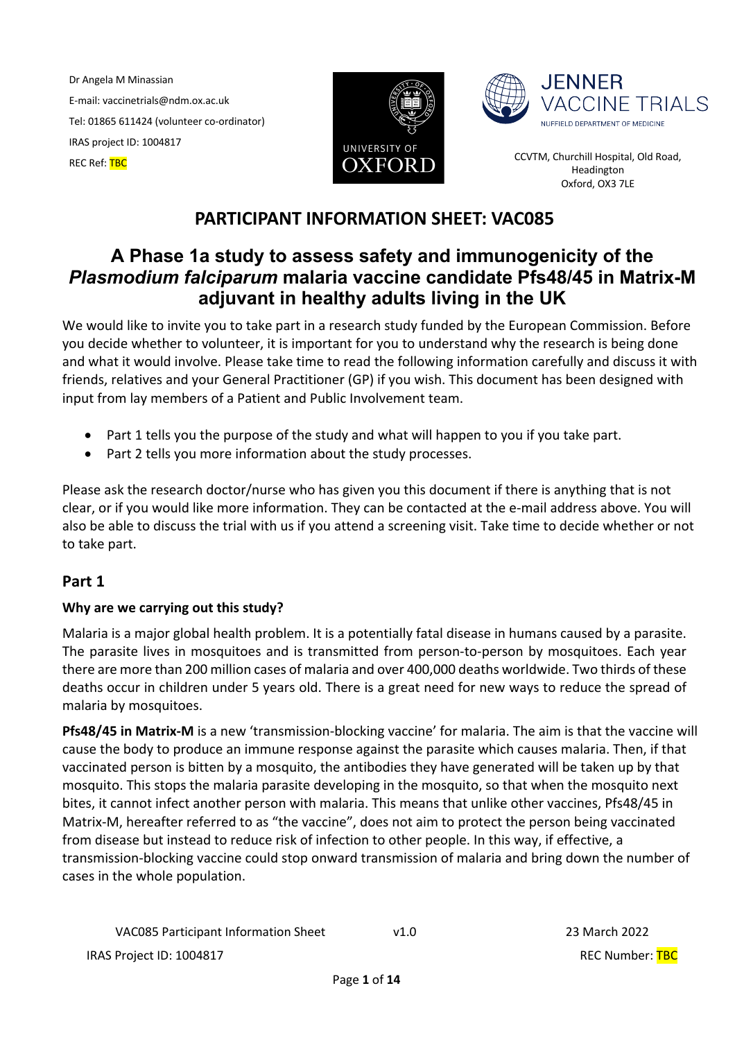Dr Angela M Minassian
E-mail: vaccinetrials@ndm.ox.ac.uk
Tel: 01865 611424 (volunteer co-ordinator)
IRAS project ID: 1004817
REC Ref: TBC

UNIVERSITY OF OXFORD

JENNER VACCINE TRIALS
NUFFIELD DEPARTMENT OF MEDICINE

CCVTM, Churchill Hospital, Old Road, Headington
Oxford, OX3 7LE

# PARTICIPANT INFORMATION SHEET: VAC085

# A Phase 1a study to assess safety and immunogenicity of the *Plasmodium falciparum* malaria vaccine candidate Pfs48/45 in Matrix-M adjuvant in healthy adults living in the UK

We would like to invite you to take part in a research study funded by the European Commission. Before you decide whether to volunteer, it is important for you to understand why the research is being done and what it would involve. Please take time to read the following information carefully and discuss it with friends, relatives and your General Practitioner (GP) if you wish. This document has been designed with input from lay members of a Patient and Public Involvement team.

- Part 1 tells you the purpose of the study and what will happen to you if you take part.
- Part 2 tells you more information about the study processes.

Please ask the research doctor/nurse who has given you this document if there is anything that is not clear, or if you would like more information. They can be contacted at the e-mail address above. You will also be able to discuss the trial with us if you attend a screening visit. Take time to decide whether or not to take part.

## Part 1

### Why are we carrying out this study?

Malaria is a major global health problem. It is a potentially fatal disease in humans caused by a parasite. The parasite lives in mosquitoes and is transmitted from person-to-person by mosquitoes. Each year there are more than 200 million cases of malaria and over 400,000 deaths worldwide. Two thirds of these deaths occur in children under 5 years old. There is a great need for new ways to reduce the spread of malaria by mosquitoes.

**Pfs48/45 in Matrix-M** is a new 'transmission-blocking vaccine' for malaria. The aim is that the vaccine will cause the body to produce an immune response against the parasite which causes malaria. Then, if that vaccinated person is bitten by a mosquito, the antibodies they have generated will be taken up by that mosquito. This stops the malaria parasite developing in the mosquito, so that when the mosquito next bites, it cannot infect another person with malaria. This means that unlike other vaccines, Pfs48/45 in Matrix-M, hereafter referred to as "the vaccine", does not aim to protect the person being vaccinated from disease but instead to reduce risk of infection to other people. In this way, if effective, a transmission-blocking vaccine could stop onward transmission of malaria and bring down the number of cases in the whole population.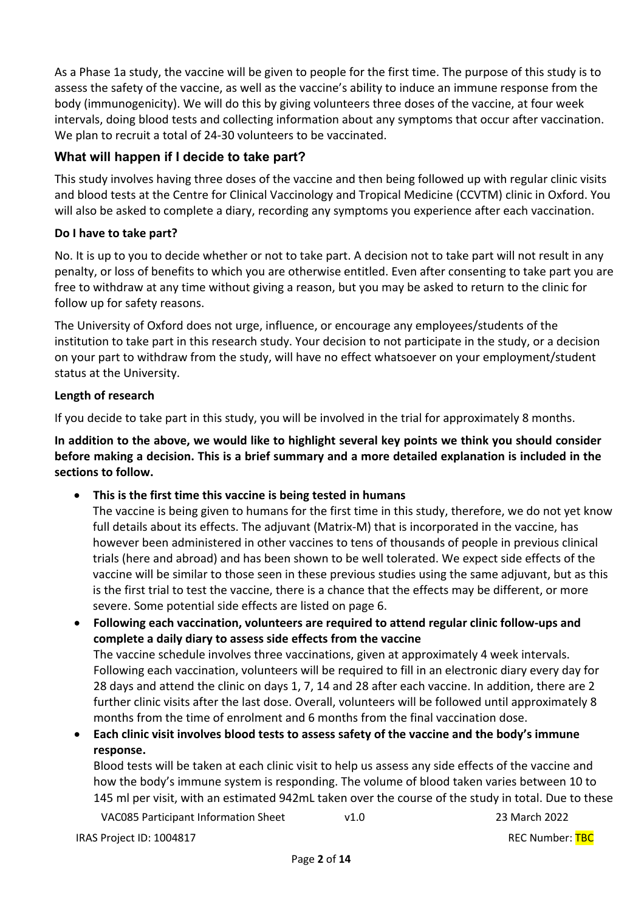As a Phase 1a study, the vaccine will be given to people for the first time. The purpose of this study is to assess the safety of the vaccine, as well as the vaccine's ability to induce an immune response from the body (immunogenicity). We will do this by giving volunteers three doses of the vaccine, at four week intervals, doing blood tests and collecting information about any symptoms that occur after vaccination. We plan to recruit a total of 24-30 volunteers to be vaccinated.

## What will happen if I decide to take part?

This study involves having three doses of the vaccine and then being followed up with regular clinic visits and blood tests at the Centre for Clinical Vaccinology and Tropical Medicine (CCVTM) clinic in Oxford. You will also be asked to complete a diary, recording any symptoms you experience after each vaccination.

### Do I have to take part?

No. It is up to you to decide whether or not to take part. A decision not to take part will not result in any penalty, or loss of benefits to which you are otherwise entitled. Even after consenting to take part you are free to withdraw at any time without giving a reason, but you may be asked to return to the clinic for follow up for safety reasons.

The University of Oxford does not urge, influence, or encourage any employees/students of the institution to take part in this research study. Your decision to not participate in the study, or a decision on your part to withdraw from the study, will have no effect whatsoever on your employment/student status at the University.

### Length of research

If you decide to take part in this study, you will be involved in the trial for approximately 8 months.

**In addition to the above, we would like to highlight several key points we think you should consider before making a decision. This is a brief summary and a more detailed explanation is included in the sections to follow.**

- **This is the first time this vaccine is being tested in humans**
  The vaccine is being given to humans for the first time in this study, therefore, we do not yet know full details about its effects. The adjuvant (Matrix-M) that is incorporated in the vaccine, has however been administered in other vaccines to tens of thousands of people in previous clinical trials (here and abroad) and has been shown to be well tolerated. We expect side effects of the vaccine will be similar to those seen in these previous studies using the same adjuvant, but as this is the first trial to test the vaccine, there is a chance that the effects may be different, or more severe. Some potential side effects are listed on page 6.
- **Following each vaccination, volunteers are required to attend regular clinic follow-ups and complete a daily diary to assess side effects from the vaccine**
  The vaccine schedule involves three vaccinations, given at approximately 4 week intervals. Following each vaccination, volunteers will be required to fill in an electronic diary every day for 28 days and attend the clinic on days 1, 7, 14 and 28 after each vaccine. In addition, there are 2 further clinic visits after the last dose. Overall, volunteers will be followed until approximately 8 months from the time of enrolment and 6 months from the final vaccination dose.
- **Each clinic visit involves blood tests to assess safety of the vaccine and the body's immune response.**
  Blood tests will be taken at each clinic visit to help us assess any side effects of the vaccine and how the body's immune system is responding. The volume of blood taken varies between 10 to 145 ml per visit, with an estimated 942mL taken over the course of the study in total. Due to these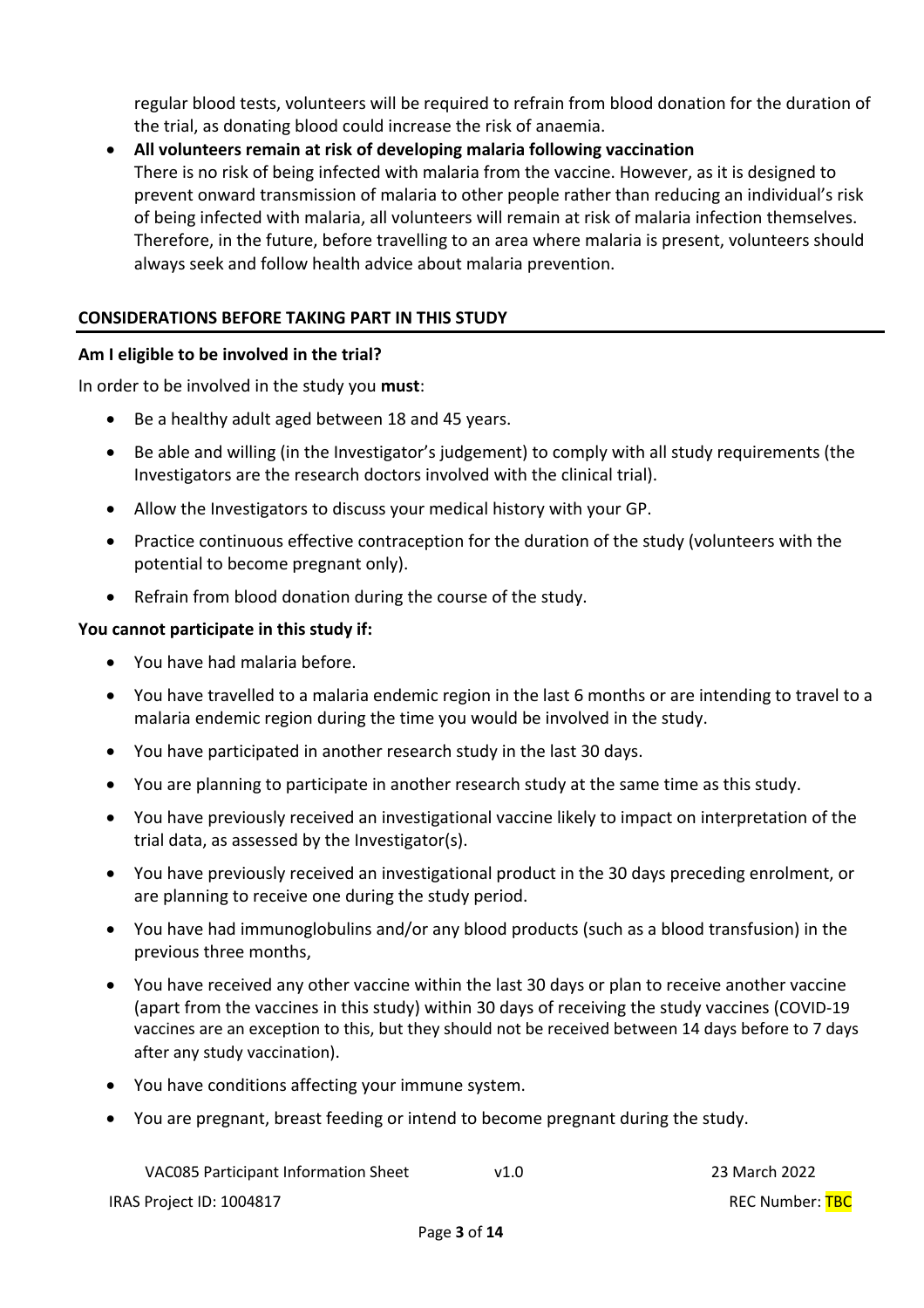regular blood tests, volunteers will be required to refrain from blood donation for the duration of the trial, as donating blood could increase the risk of anaemia.

- **All volunteers remain at risk of developing malaria following vaccination**
  There is no risk of being infected with malaria from the vaccine. However, as it is designed to prevent onward transmission of malaria to other people rather than reducing an individual's risk of being infected with malaria, all volunteers will remain at risk of malaria infection themselves. Therefore, in the future, before travelling to an area where malaria is present, volunteers should always seek and follow health advice about malaria prevention.

## CONSIDERATIONS BEFORE TAKING PART IN THIS STUDY

### Am I eligible to be involved in the trial?

In order to be involved in the study you **must**:

- Be a healthy adult aged between 18 and 45 years.
- Be able and willing (in the Investigator's judgement) to comply with all study requirements (the Investigators are the research doctors involved with the clinical trial).
- Allow the Investigators to discuss your medical history with your GP.
- Practice continuous effective contraception for the duration of the study (volunteers with the potential to become pregnant only).
- Refrain from blood donation during the course of the study.

### You cannot participate in this study if:

- You have had malaria before.
- You have travelled to a malaria endemic region in the last 6 months or are intending to travel to a malaria endemic region during the time you would be involved in the study.
- You have participated in another research study in the last 30 days.
- You are planning to participate in another research study at the same time as this study.
- You have previously received an investigational vaccine likely to impact on interpretation of the trial data, as assessed by the Investigator(s).
- You have previously received an investigational product in the 30 days preceding enrolment, or are planning to receive one during the study period.
- You have had immunoglobulins and/or any blood products (such as a blood transfusion) in the previous three months,
- You have received any other vaccine within the last 30 days or plan to receive another vaccine (apart from the vaccines in this study) within 30 days of receiving the study vaccines (COVID-19 vaccines are an exception to this, but they should not be received between 14 days before to 7 days after any study vaccination).
- You have conditions affecting your immune system.
- You are pregnant, breast feeding or intend to become pregnant during the study.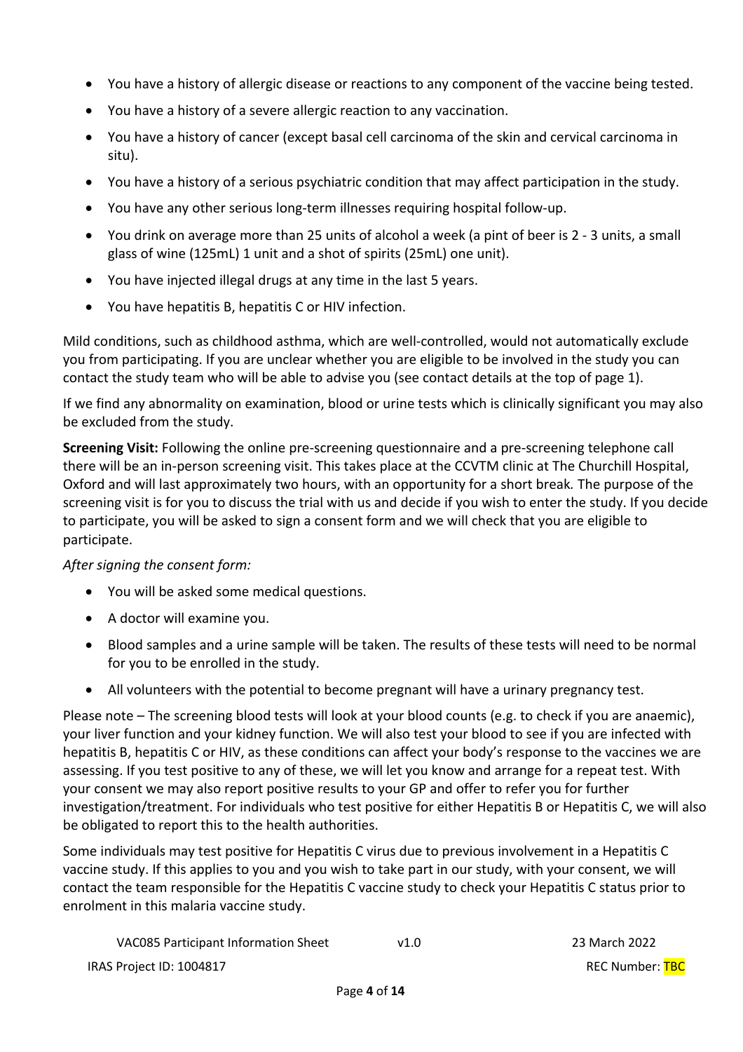- You have a history of allergic disease or reactions to any component of the vaccine being tested.
- You have a history of a severe allergic reaction to any vaccination.
- You have a history of cancer (except basal cell carcinoma of the skin and cervical carcinoma in situ).
- You have a history of a serious psychiatric condition that may affect participation in the study.
- You have any other serious long-term illnesses requiring hospital follow-up.
- You drink on average more than 25 units of alcohol a week (a pint of beer is 2 - 3 units, a small glass of wine (125mL) 1 unit and a shot of spirits (25mL) one unit).
- You have injected illegal drugs at any time in the last 5 years.
- You have hepatitis B, hepatitis C or HIV infection.

Mild conditions, such as childhood asthma, which are well-controlled, would not automatically exclude you from participating. If you are unclear whether you are eligible to be involved in the study you can contact the study team who will be able to advise you (see contact details at the top of page 1).

If we find any abnormality on examination, blood or urine tests which is clinically significant you may also be excluded from the study.

**Screening Visit:** Following the online pre-screening questionnaire and a pre-screening telephone call there will be an in-person screening visit. This takes place at the CCVTM clinic at The Churchill Hospital, Oxford and will last approximately two hours, with an opportunity for a short break. The purpose of the screening visit is for you to discuss the trial with us and decide if you wish to enter the study. If you decide to participate, you will be asked to sign a consent form and we will check that you are eligible to participate.

*After signing the consent form:*

- You will be asked some medical questions.
- A doctor will examine you.
- Blood samples and a urine sample will be taken. The results of these tests will need to be normal for you to be enrolled in the study.
- All volunteers with the potential to become pregnant will have a urinary pregnancy test.

Please note – The screening blood tests will look at your blood counts (e.g. to check if you are anaemic), your liver function and your kidney function. We will also test your blood to see if you are infected with hepatitis B, hepatitis C or HIV, as these conditions can affect your body's response to the vaccines we are assessing. If you test positive to any of these, we will let you know and arrange for a repeat test. With your consent we may also report positive results to your GP and offer to refer you for further investigation/treatment. For individuals who test positive for either Hepatitis B or Hepatitis C, we will also be obligated to report this to the health authorities.

Some individuals may test positive for Hepatitis C virus due to previous involvement in a Hepatitis C vaccine study. If this applies to you and you wish to take part in our study, with your consent, we will contact the team responsible for the Hepatitis C vaccine study to check your Hepatitis C status prior to enrolment in this malaria vaccine study.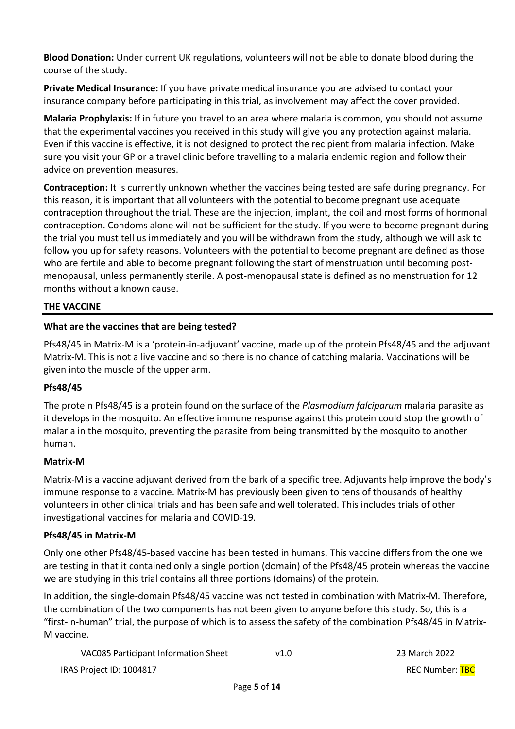**Blood Donation:** Under current UK regulations, volunteers will not be able to donate blood during the course of the study.

**Private Medical Insurance:** If you have private medical insurance you are advised to contact your insurance company before participating in this trial, as involvement may affect the cover provided.

**Malaria Prophylaxis:** If in future you travel to an area where malaria is common, you should not assume that the experimental vaccines you received in this study will give you any protection against malaria. Even if this vaccine is effective, it is not designed to protect the recipient from malaria infection. Make sure you visit your GP or a travel clinic before travelling to a malaria endemic region and follow their advice on prevention measures.

**Contraception:** It is currently unknown whether the vaccines being tested are safe during pregnancy. For this reason, it is important that all volunteers with the potential to become pregnant use adequate contraception throughout the trial. These are the injection, implant, the coil and most forms of hormonal contraception. Condoms alone will not be sufficient for the study. If you were to become pregnant during the trial you must tell us immediately and you will be withdrawn from the study, although we will ask to follow you up for safety reasons. Volunteers with the potential to become pregnant are defined as those who are fertile and able to become pregnant following the start of menstruation until becoming post-menopausal, unless permanently sterile. A post-menopausal state is defined as no menstruation for 12 months without a known cause.

## THE VACCINE

### What are the vaccines that are being tested?

Pfs48/45 in Matrix-M is a 'protein-in-adjuvant' vaccine, made up of the protein Pfs48/45 and the adjuvant Matrix-M. This is not a live vaccine and so there is no chance of catching malaria. Vaccinations will be given into the muscle of the upper arm.

### Pfs48/45

The protein Pfs48/45 is a protein found on the surface of the *Plasmodium falciparum* malaria parasite as it develops in the mosquito. An effective immune response against this protein could stop the growth of malaria in the mosquito, preventing the parasite from being transmitted by the mosquito to another human.

### Matrix-M

Matrix-M is a vaccine adjuvant derived from the bark of a specific tree. Adjuvants help improve the body's immune response to a vaccine. Matrix-M has previously been given to tens of thousands of healthy volunteers in other clinical trials and has been safe and well tolerated. This includes trials of other investigational vaccines for malaria and COVID-19.

### Pfs48/45 in Matrix-M

Only one other Pfs48/45-based vaccine has been tested in humans. This vaccine differs from the one we are testing in that it contained only a single portion (domain) of the Pfs48/45 protein whereas the vaccine we are studying in this trial contains all three portions (domains) of the protein.

In addition, the single-domain Pfs48/45 vaccine was not tested in combination with Matrix-M. Therefore, the combination of the two components has not been given to anyone before this study. So, this is a "first-in-human" trial, the purpose of which is to assess the safety of the combination Pfs48/45 in Matrix-M vaccine.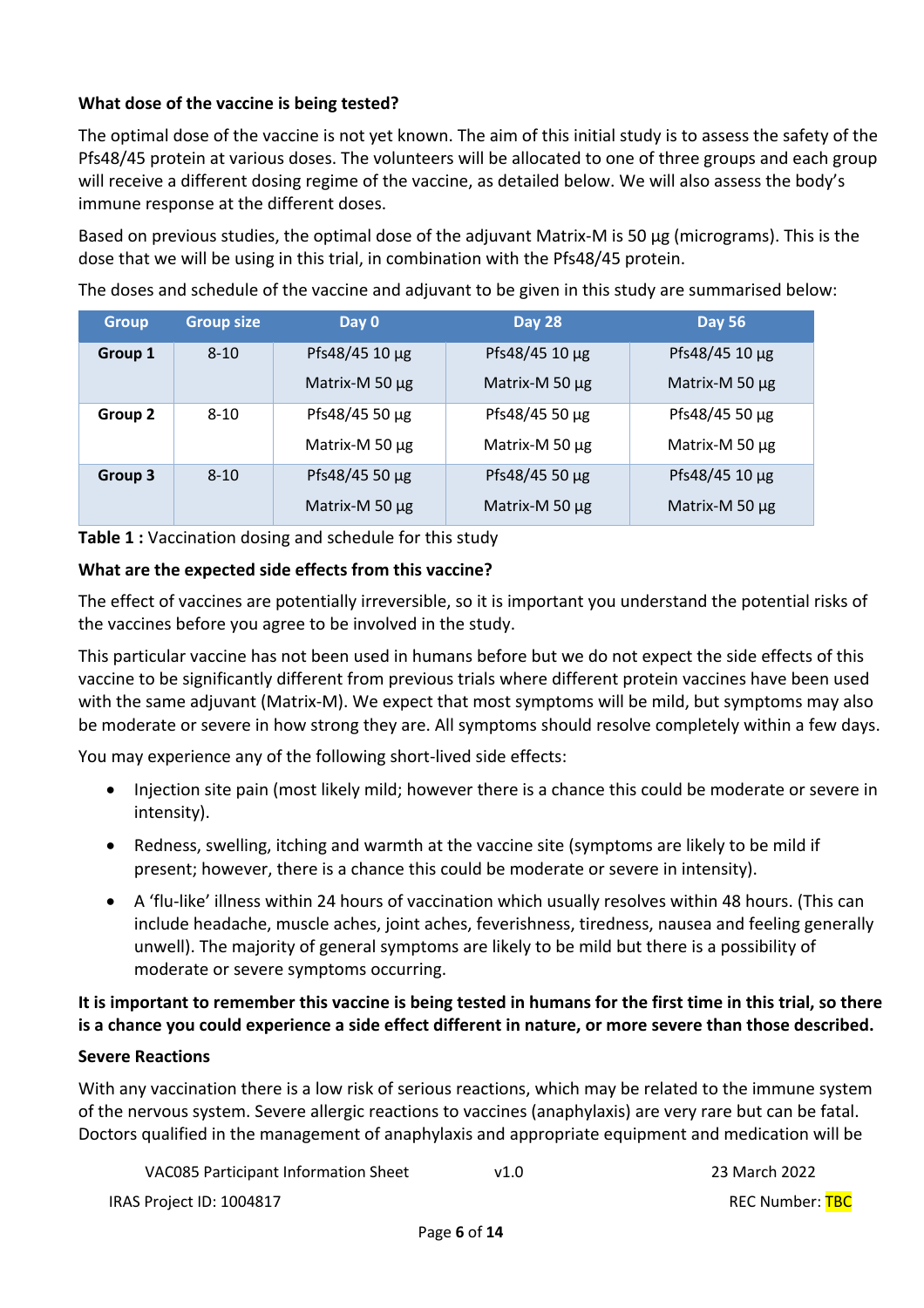**What dose of the vaccine is being tested?**

The optimal dose of the vaccine is not yet known. The aim of this initial study is to assess the safety of the Pfs48/45 protein at various doses. The volunteers will be allocated to one of three groups and each group will receive a different dosing regime of the vaccine, as detailed below. We will also assess the body's immune response at the different doses.

Based on previous studies, the optimal dose of the adjuvant Matrix-M is 50 µg (micrograms). This is the dose that we will be using in this trial, in combination with the Pfs48/45 protein.

The doses and schedule of the vaccine and adjuvant to be given in this study are summarised below:

| Group | Group size | Day 0 | Day 28 | Day 56 |
|---|---|---|---|---|
| **Group 1** | 8-10 | Pfs48/45 10 µg<br>Matrix-M 50 µg | Pfs48/45 10 µg<br>Matrix-M 50 µg | Pfs48/45 10 µg<br>Matrix-M 50 µg |
| **Group 2** | 8-10 | Pfs48/45 50 µg<br>Matrix-M 50 µg | Pfs48/45 50 µg<br>Matrix-M 50 µg | Pfs48/45 50 µg<br>Matrix-M 50 µg |
| **Group 3** | 8-10 | Pfs48/45 50 µg<br>Matrix-M 50 µg | Pfs48/45 50 µg<br>Matrix-M 50 µg | Pfs48/45 10 µg<br>Matrix-M 50 µg |

**Table 1 :** Vaccination dosing and schedule for this study

**What are the expected side effects from this vaccine?**

The effect of vaccines are potentially irreversible, so it is important you understand the potential risks of the vaccines before you agree to be involved in the study.

This particular vaccine has not been used in humans before but we do not expect the side effects of this vaccine to be significantly different from previous trials where different protein vaccines have been used with the same adjuvant (Matrix-M). We expect that most symptoms will be mild, but symptoms may also be moderate or severe in how strong they are. All symptoms should resolve completely within a few days.

You may experience any of the following short-lived side effects:

- Injection site pain (most likely mild; however there is a chance this could be moderate or severe in intensity).
- Redness, swelling, itching and warmth at the vaccine site (symptoms are likely to be mild if present; however, there is a chance this could be moderate or severe in intensity).
- A 'flu-like' illness within 24 hours of vaccination which usually resolves within 48 hours. (This can include headache, muscle aches, joint aches, feverishness, tiredness, nausea and feeling generally unwell). The majority of general symptoms are likely to be mild but there is a possibility of moderate or severe symptoms occurring.

**It is important to remember this vaccine is being tested in humans for the first time in this trial, so there is a chance you could experience a side effect different in nature, or more severe than those described.**

**Severe Reactions**

With any vaccination there is a low risk of serious reactions, which may be related to the immune system of the nervous system. Severe allergic reactions to vaccines (anaphylaxis) are very rare but can be fatal. Doctors qualified in the management of anaphylaxis and appropriate equipment and medication will be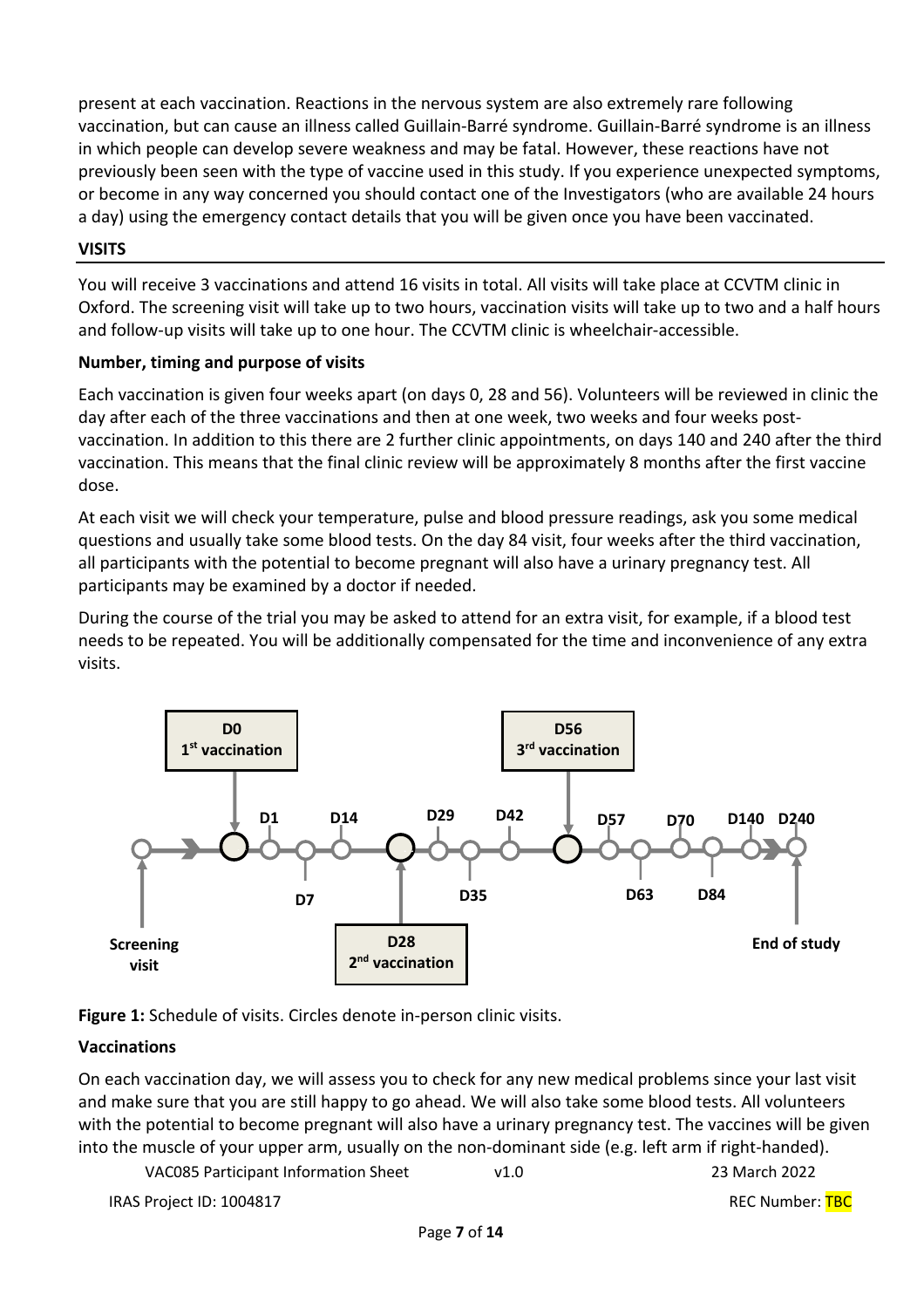present at each vaccination. Reactions in the nervous system are also extremely rare following vaccination, but can cause an illness called Guillain-Barré syndrome. Guillain-Barré syndrome is an illness in which people can develop severe weakness and may be fatal. However, these reactions have not previously been seen with the type of vaccine used in this study. If you experience unexpected symptoms, or become in any way concerned you should contact one of the Investigators (who are available 24 hours a day) using the emergency contact details that you will be given once you have been vaccinated.

## VISITS

You will receive 3 vaccinations and attend 16 visits in total. All visits will take place at CCVTM clinic in Oxford. The screening visit will take up to two hours, vaccination visits will take up to two and a half hours and follow-up visits will take up to one hour. The CCVTM clinic is wheelchair-accessible.

### Number, timing and purpose of visits

Each vaccination is given four weeks apart (on days 0, 28 and 56). Volunteers will be reviewed in clinic the day after each of the three vaccinations and then at one week, two weeks and four weeks post-vaccination. In addition to this there are 2 further clinic appointments, on days 140 and 240 after the third vaccination. This means that the final clinic review will be approximately 8 months after the first vaccine dose.

At each visit we will check your temperature, pulse and blood pressure readings, ask you some medical questions and usually take some blood tests. On the day 84 visit, four weeks after the third vaccination, all participants with the potential to become pregnant will also have a urinary pregnancy test. All participants may be examined by a doctor if needed.

During the course of the trial you may be asked to attend for an extra visit, for example, if a blood test needs to be repeated. You will be additionally compensated for the time and inconvenience of any extra visits.

Screening visit → D0 (1st vaccination) → D1 → D7 → D14 → D28 (2nd vaccination) → D29 → D35 → D42 → D56 (3rd vaccination) → D57 → D63 → D70 → D84 → D140 → D240 (End of study)

**Figure 1:** Schedule of visits. Circles denote in-person clinic visits.

### Vaccinations

On each vaccination day, we will assess you to check for any new medical problems since your last visit and make sure that you are still happy to go ahead. We will also take some blood tests. All volunteers with the potential to become pregnant will also have a urinary pregnancy test. The vaccines will be given into the muscle of your upper arm, usually on the non-dominant side (e.g. left arm if right-handed).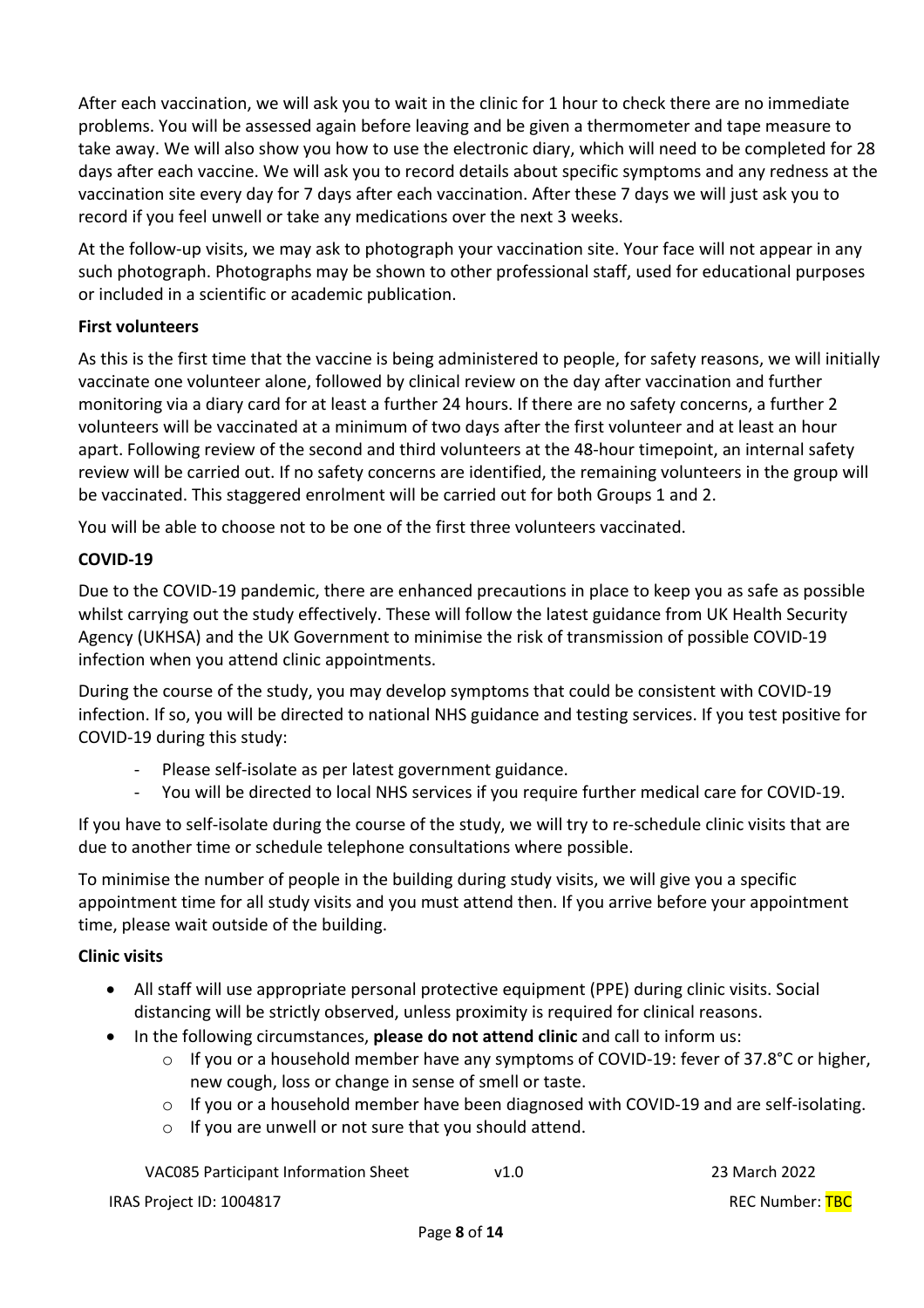After each vaccination, we will ask you to wait in the clinic for 1 hour to check there are no immediate problems. You will be assessed again before leaving and be given a thermometer and tape measure to take away. We will also show you how to use the electronic diary, which will need to be completed for 28 days after each vaccine. We will ask you to record details about specific symptoms and any redness at the vaccination site every day for 7 days after each vaccination. After these 7 days we will just ask you to record if you feel unwell or take any medications over the next 3 weeks.

At the follow-up visits, we may ask to photograph your vaccination site. Your face will not appear in any such photograph. Photographs may be shown to other professional staff, used for educational purposes or included in a scientific or academic publication.

**First volunteers**

As this is the first time that the vaccine is being administered to people, for safety reasons, we will initially vaccinate one volunteer alone, followed by clinical review on the day after vaccination and further monitoring via a diary card for at least a further 24 hours. If there are no safety concerns, a further 2 volunteers will be vaccinated at a minimum of two days after the first volunteer and at least an hour apart. Following review of the second and third volunteers at the 48-hour timepoint, an internal safety review will be carried out. If no safety concerns are identified, the remaining volunteers in the group will be vaccinated. This staggered enrolment will be carried out for both Groups 1 and 2.

You will be able to choose not to be one of the first three volunteers vaccinated.

**COVID-19**

Due to the COVID-19 pandemic, there are enhanced precautions in place to keep you as safe as possible whilst carrying out the study effectively. These will follow the latest guidance from UK Health Security Agency (UKHSA) and the UK Government to minimise the risk of transmission of possible COVID-19 infection when you attend clinic appointments.

During the course of the study, you may develop symptoms that could be consistent with COVID-19 infection. If so, you will be directed to national NHS guidance and testing services. If you test positive for COVID-19 during this study:

- Please self-isolate as per latest government guidance.
- You will be directed to local NHS services if you require further medical care for COVID-19.

If you have to self-isolate during the course of the study, we will try to re-schedule clinic visits that are due to another time or schedule telephone consultations where possible.

To minimise the number of people in the building during study visits, we will give you a specific appointment time for all study visits and you must attend then. If you arrive before your appointment time, please wait outside of the building.

**Clinic visits**

- All staff will use appropriate personal protective equipment (PPE) during clinic visits. Social distancing will be strictly observed, unless proximity is required for clinical reasons.
- In the following circumstances, **please do not attend clinic** and call to inform us:
  - If you or a household member have any symptoms of COVID-19: fever of 37.8°C or higher, new cough, loss or change in sense of smell or taste.
  - If you or a household member have been diagnosed with COVID-19 and are self-isolating.
  - If you are unwell or not sure that you should attend.

VAC085 Participant Information Sheet v1.0 23 March 2022

IRAS Project ID: 1004817 REC Number: TBC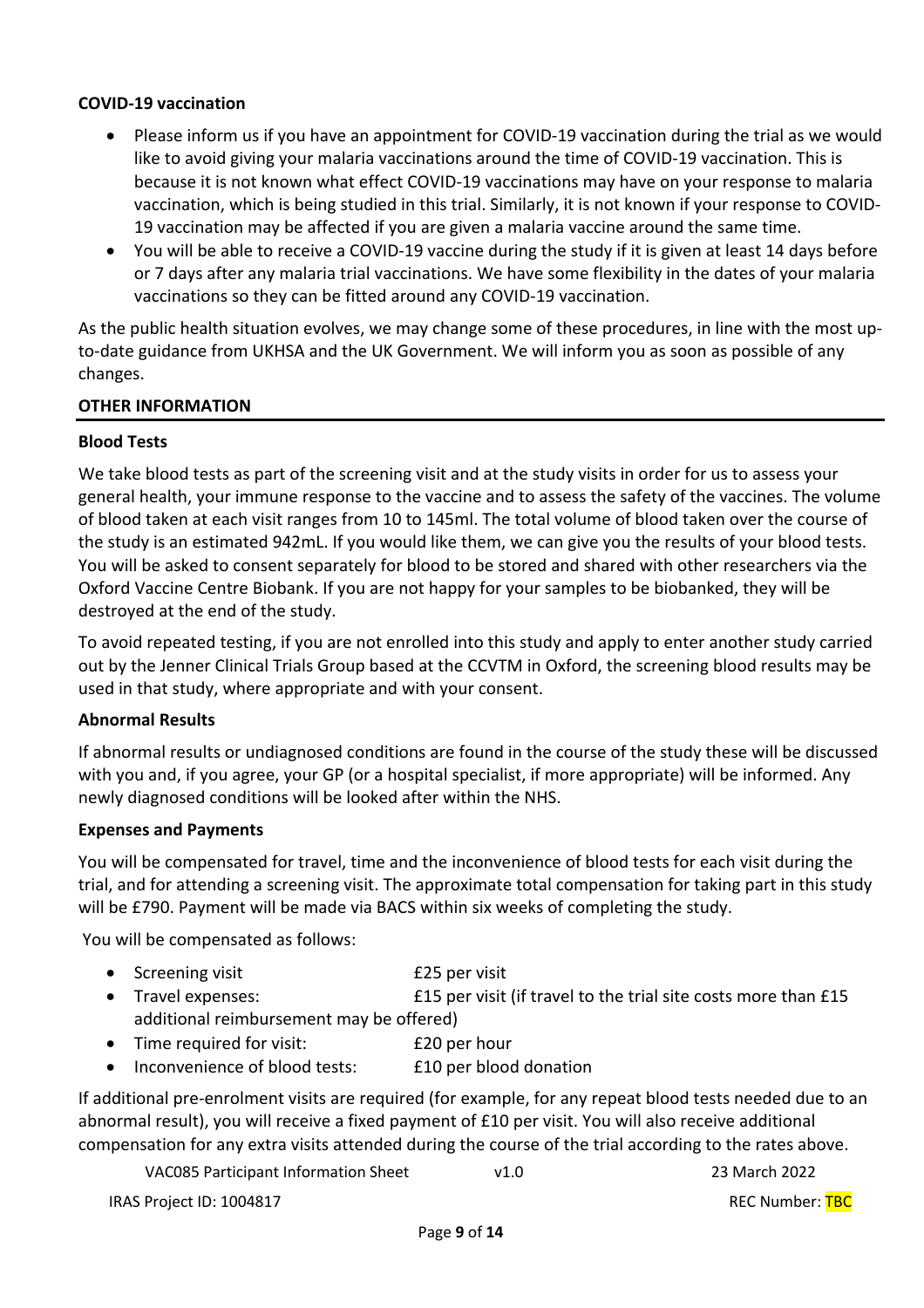**COVID-19 vaccination**

- Please inform us if you have an appointment for COVID-19 vaccination during the trial as we would like to avoid giving your malaria vaccinations around the time of COVID-19 vaccination. This is because it is not known what effect COVID-19 vaccinations may have on your response to malaria vaccination, which is being studied in this trial. Similarly, it is not known if your response to COVID-19 vaccination may be affected if you are given a malaria vaccine around the same time.
- You will be able to receive a COVID-19 vaccine during the study if it is given at least 14 days before or 7 days after any malaria trial vaccinations. We have some flexibility in the dates of your malaria vaccinations so they can be fitted around any COVID-19 vaccination.

As the public health situation evolves, we may change some of these procedures, in line with the most up-to-date guidance from UKHSA and the UK Government. We will inform you as soon as possible of any changes.

## OTHER INFORMATION

**Blood Tests**

We take blood tests as part of the screening visit and at the study visits in order for us to assess your general health, your immune response to the vaccine and to assess the safety of the vaccines. The volume of blood taken at each visit ranges from 10 to 145ml. The total volume of blood taken over the course of the study is an estimated 942mL. If you would like them, we can give you the results of your blood tests. You will be asked to consent separately for blood to be stored and shared with other researchers via the Oxford Vaccine Centre Biobank. If you are not happy for your samples to be biobanked, they will be destroyed at the end of the study.

To avoid repeated testing, if you are not enrolled into this study and apply to enter another study carried out by the Jenner Clinical Trials Group based at the CCVTM in Oxford, the screening blood results may be used in that study, where appropriate and with your consent.

**Abnormal Results**

If abnormal results or undiagnosed conditions are found in the course of the study these will be discussed with you and, if you agree, your GP (or a hospital specialist, if more appropriate) will be informed. Any newly diagnosed conditions will be looked after within the NHS.

**Expenses and Payments**

You will be compensated for travel, time and the inconvenience of blood tests for each visit during the trial, and for attending a screening visit. The approximate total compensation for taking part in this study will be £790. Payment will be made via BACS within six weeks of completing the study.

You will be compensated as follows:

- Screening visit: £25 per visit
- Travel expenses: £15 per visit (if travel to the trial site costs more than £15 additional reimbursement may be offered)
- Time required for visit: £20 per hour
- Inconvenience of blood tests: £10 per blood donation

If additional pre-enrolment visits are required (for example, for any repeat blood tests needed due to an abnormal result), you will receive a fixed payment of £10 per visit. You will also receive additional compensation for any extra visits attended during the course of the trial according to the rates above.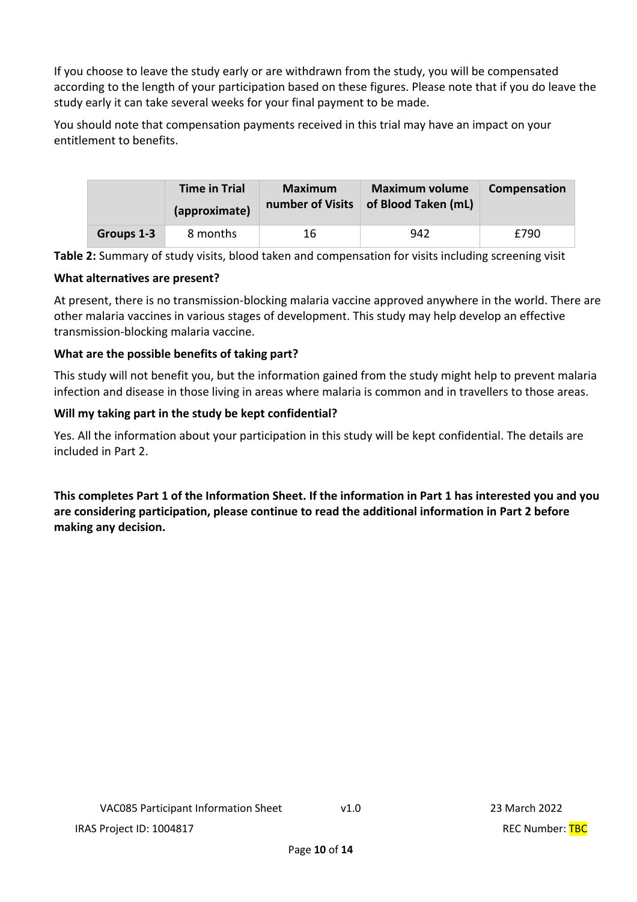If you choose to leave the study early or are withdrawn from the study, you will be compensated according to the length of your participation based on these figures. Please note that if you do leave the study early it can take several weeks for your final payment to be made.

You should note that compensation payments received in this trial may have an impact on your entitlement to benefits.

| | Time in Trial (approximate) | Maximum number of Visits | Maximum volume of Blood Taken (mL) | Compensation |
|---|---|---|---|---|
| **Groups 1-3** | 8 months | 16 | 942 | £790 |

**Table 2:** Summary of study visits, blood taken and compensation for visits including screening visit

**What alternatives are present?**

At present, there is no transmission-blocking malaria vaccine approved anywhere in the world. There are other malaria vaccines in various stages of development. This study may help develop an effective transmission-blocking malaria vaccine.

**What are the possible benefits of taking part?**

This study will not benefit you, but the information gained from the study might help to prevent malaria infection and disease in those living in areas where malaria is common and in travellers to those areas.

**Will my taking part in the study be kept confidential?**

Yes. All the information about your participation in this study will be kept confidential. The details are included in Part 2.

**This completes Part 1 of the Information Sheet. If the information in Part 1 has interested you and you are considering participation, please continue to read the additional information in Part 2 before making any decision.**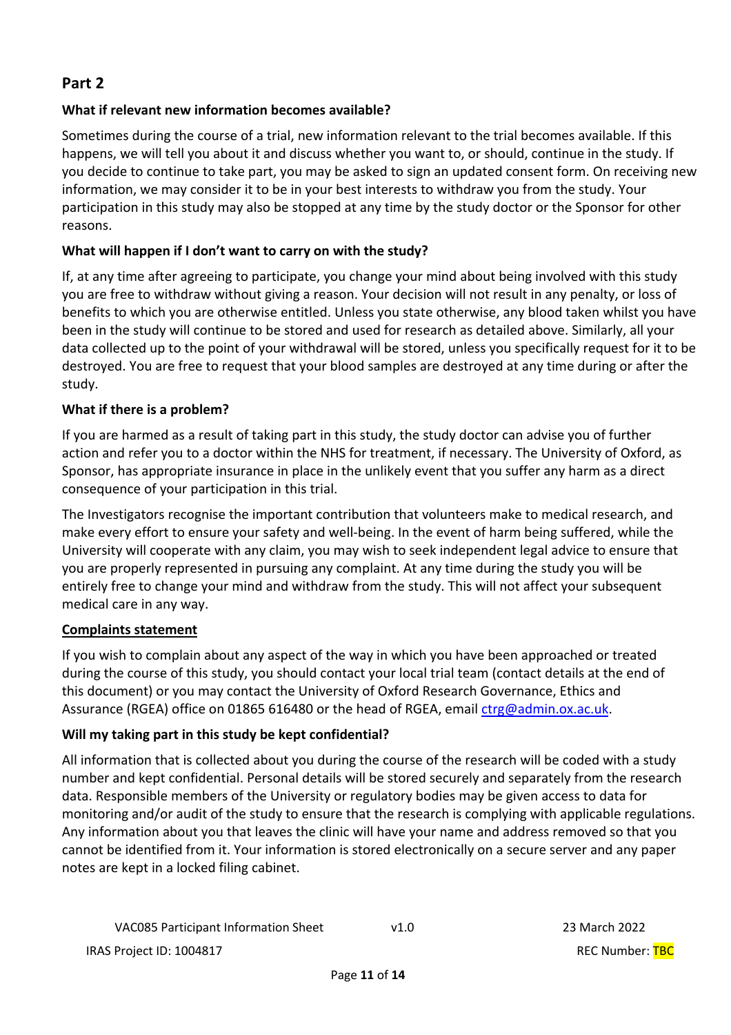## Part 2

### What if relevant new information becomes available?

Sometimes during the course of a trial, new information relevant to the trial becomes available. If this happens, we will tell you about it and discuss whether you want to, or should, continue in the study. If you decide to continue to take part, you may be asked to sign an updated consent form. On receiving new information, we may consider it to be in your best interests to withdraw you from the study. Your participation in this study may also be stopped at any time by the study doctor or the Sponsor for other reasons.

### What will happen if I don't want to carry on with the study?

If, at any time after agreeing to participate, you change your mind about being involved with this study you are free to withdraw without giving a reason. Your decision will not result in any penalty, or loss of benefits to which you are otherwise entitled. Unless you state otherwise, any blood taken whilst you have been in the study will continue to be stored and used for research as detailed above. Similarly, all your data collected up to the point of your withdrawal will be stored, unless you specifically request for it to be destroyed. You are free to request that your blood samples are destroyed at any time during or after the study.

### What if there is a problem?

If you are harmed as a result of taking part in this study, the study doctor can advise you of further action and refer you to a doctor within the NHS for treatment, if necessary. The University of Oxford, as Sponsor, has appropriate insurance in place in the unlikely event that you suffer any harm as a direct consequence of your participation in this trial.

The Investigators recognise the important contribution that volunteers make to medical research, and make every effort to ensure your safety and well-being. In the event of harm being suffered, while the University will cooperate with any claim, you may wish to seek independent legal advice to ensure that you are properly represented in pursuing any complaint. At any time during the study you will be entirely free to change your mind and withdraw from the study. This will not affect your subsequent medical care in any way.

**Complaints statement**

If you wish to complain about any aspect of the way in which you have been approached or treated during the course of this study, you should contact your local trial team (contact details at the end of this document) or you may contact the University of Oxford Research Governance, Ethics and Assurance (RGEA) office on 01865 616480 or the head of RGEA, email ctrg@admin.ox.ac.uk.

### Will my taking part in this study be kept confidential?

All information that is collected about you during the course of the research will be coded with a study number and kept confidential. Personal details will be stored securely and separately from the research data. Responsible members of the University or regulatory bodies may be given access to data for monitoring and/or audit of the study to ensure that the research is complying with applicable regulations. Any information about you that leaves the clinic will have your name and address removed so that you cannot be identified from it. Your information is stored electronically on a secure server and any paper notes are kept in a locked filing cabinet.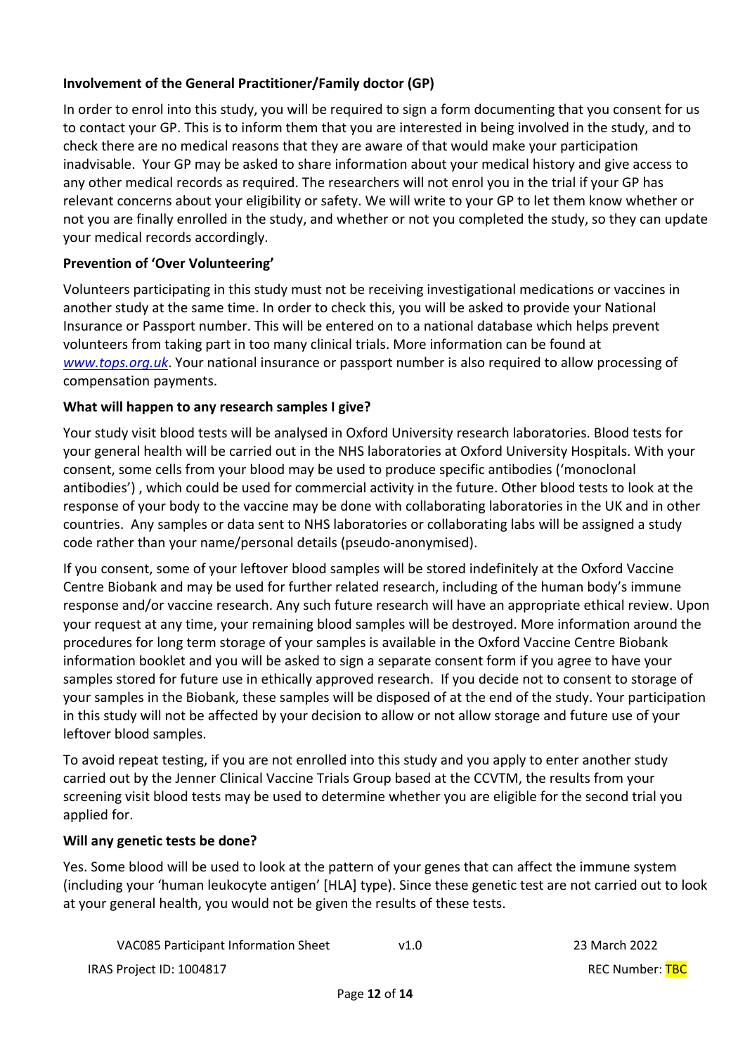**Involvement of the General Practitioner/Family doctor (GP)**

In order to enrol into this study, you will be required to sign a form documenting that you consent for us to contact your GP. This is to inform them that you are interested in being involved in the study, and to check there are no medical reasons that they are aware of that would make your participation inadvisable. Your GP may be asked to share information about your medical history and give access to any other medical records as required. The researchers will not enrol you in the trial if your GP has relevant concerns about your eligibility or safety. We will write to your GP to let them know whether or not you are finally enrolled in the study, and whether or not you completed the study, so they can update your medical records accordingly.

**Prevention of 'Over Volunteering'**

Volunteers participating in this study must not be receiving investigational medications or vaccines in another study at the same time. In order to check this, you will be asked to provide your National Insurance or Passport number. This will be entered on to a national database which helps prevent volunteers from taking part in too many clinical trials. More information can be found at *www.tops.org.uk*. Your national insurance or passport number is also required to allow processing of compensation payments.

**What will happen to any research samples I give?**

Your study visit blood tests will be analysed in Oxford University research laboratories. Blood tests for your general health will be carried out in the NHS laboratories at Oxford University Hospitals. With your consent, some cells from your blood may be used to produce specific antibodies ('monoclonal antibodies') , which could be used for commercial activity in the future. Other blood tests to look at the response of your body to the vaccine may be done with collaborating laboratories in the UK and in other countries. Any samples or data sent to NHS laboratories or collaborating labs will be assigned a study code rather than your name/personal details (pseudo-anonymised).

If you consent, some of your leftover blood samples will be stored indefinitely at the Oxford Vaccine Centre Biobank and may be used for further related research, including of the human body's immune response and/or vaccine research. Any such future research will have an appropriate ethical review. Upon your request at any time, your remaining blood samples will be destroyed. More information around the procedures for long term storage of your samples is available in the Oxford Vaccine Centre Biobank information booklet and you will be asked to sign a separate consent form if you agree to have your samples stored for future use in ethically approved research. If you decide not to consent to storage of your samples in the Biobank, these samples will be disposed of at the end of the study. Your participation in this study will not be affected by your decision to allow or not allow storage and future use of your leftover blood samples.

To avoid repeat testing, if you are not enrolled into this study and you apply to enter another study carried out by the Jenner Clinical Vaccine Trials Group based at the CCVTM, the results from your screening visit blood tests may be used to determine whether you are eligible for the second trial you applied for.

**Will any genetic tests be done?**

Yes. Some blood will be used to look at the pattern of your genes that can affect the immune system (including your 'human leukocyte antigen' [HLA] type). Since these genetic test are not carried out to look at your general health, you would not be given the results of these tests.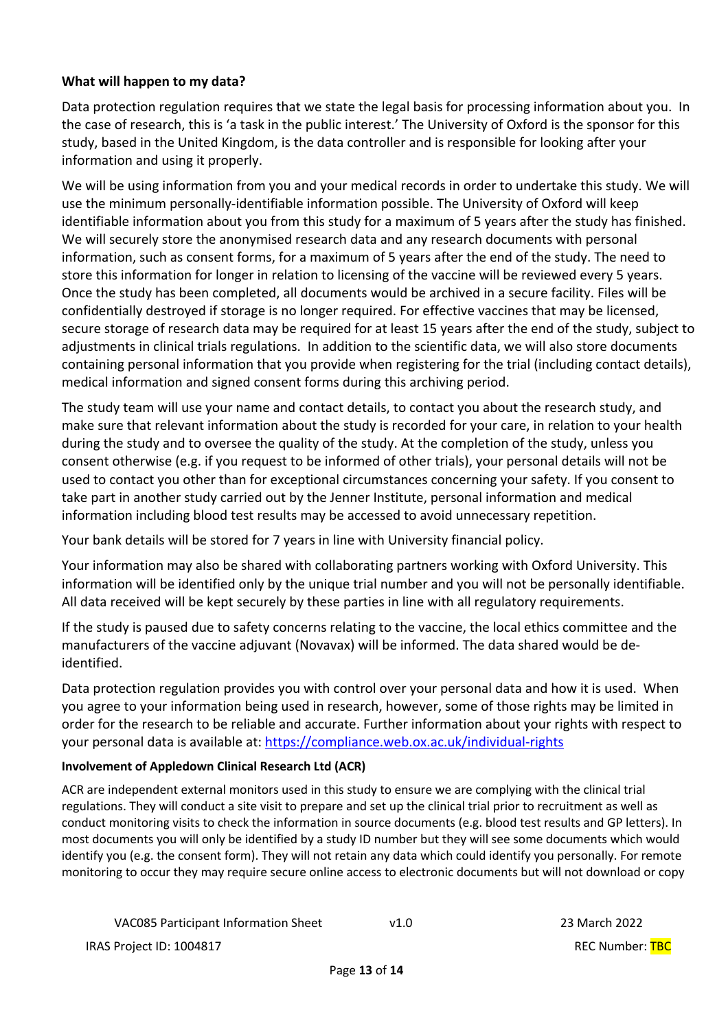**What will happen to my data?**

Data protection regulation requires that we state the legal basis for processing information about you. In the case of research, this is 'a task in the public interest.' The University of Oxford is the sponsor for this study, based in the United Kingdom, is the data controller and is responsible for looking after your information and using it properly.

We will be using information from you and your medical records in order to undertake this study. We will use the minimum personally-identifiable information possible. The University of Oxford will keep identifiable information about you from this study for a maximum of 5 years after the study has finished. We will securely store the anonymised research data and any research documents with personal information, such as consent forms, for a maximum of 5 years after the end of the study. The need to store this information for longer in relation to licensing of the vaccine will be reviewed every 5 years. Once the study has been completed, all documents would be archived in a secure facility. Files will be confidentially destroyed if storage is no longer required. For effective vaccines that may be licensed, secure storage of research data may be required for at least 15 years after the end of the study, subject to adjustments in clinical trials regulations. In addition to the scientific data, we will also store documents containing personal information that you provide when registering for the trial (including contact details), medical information and signed consent forms during this archiving period.

The study team will use your name and contact details, to contact you about the research study, and make sure that relevant information about the study is recorded for your care, in relation to your health during the study and to oversee the quality of the study. At the completion of the study, unless you consent otherwise (e.g. if you request to be informed of other trials), your personal details will not be used to contact you other than for exceptional circumstances concerning your safety. If you consent to take part in another study carried out by the Jenner Institute, personal information and medical information including blood test results may be accessed to avoid unnecessary repetition.

Your bank details will be stored for 7 years in line with University financial policy.

Your information may also be shared with collaborating partners working with Oxford University. This information will be identified only by the unique trial number and you will not be personally identifiable. All data received will be kept securely by these parties in line with all regulatory requirements.

If the study is paused due to safety concerns relating to the vaccine, the local ethics committee and the manufacturers of the vaccine adjuvant (Novavax) will be informed. The data shared would be de-identified.

Data protection regulation provides you with control over your personal data and how it is used. When you agree to your information being used in research, however, some of those rights may be limited in order for the research to be reliable and accurate. Further information about your rights with respect to your personal data is available at: https://compliance.web.ox.ac.uk/individual-rights

**Involvement of Appledown Clinical Research Ltd (ACR)**

ACR are independent external monitors used in this study to ensure we are complying with the clinical trial regulations. They will conduct a site visit to prepare and set up the clinical trial prior to recruitment as well as conduct monitoring visits to check the information in source documents (e.g. blood test results and GP letters). In most documents you will only be identified by a study ID number but they will see some documents which would identify you (e.g. the consent form). They will not retain any data which could identify you personally. For remote monitoring to occur they may require secure online access to electronic documents but will not download or copy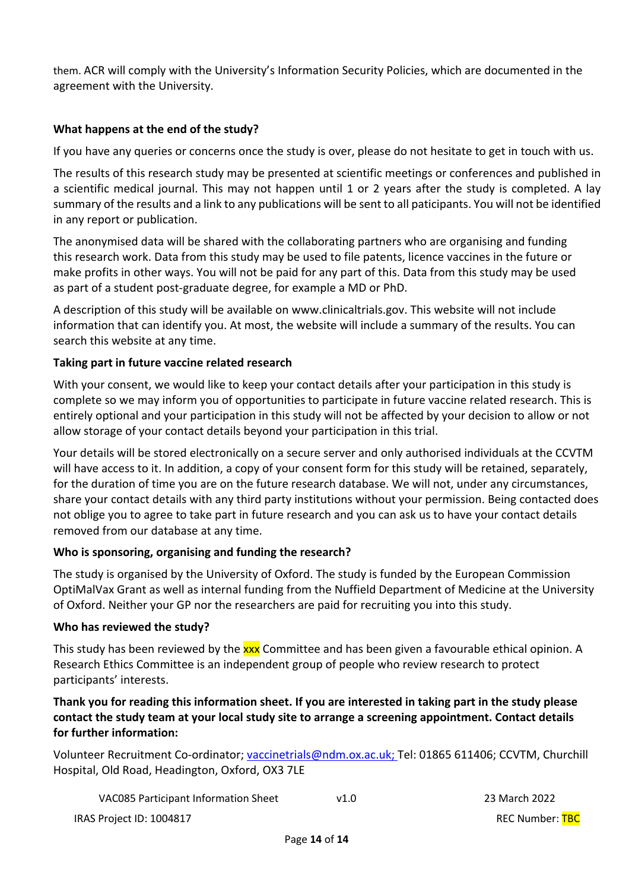them. ACR will comply with the University's Information Security Policies, which are documented in the agreement with the University.

**What happens at the end of the study?**

If you have any queries or concerns once the study is over, please do not hesitate to get in touch with us.

The results of this research study may be presented at scientific meetings or conferences and published in a scientific medical journal. This may not happen until 1 or 2 years after the study is completed. A lay summary of the results and a link to any publications will be sent to all paticipants. You will not be identified in any report or publication.

The anonymised data will be shared with the collaborating partners who are organising and funding this research work. Data from this study may be used to file patents, licence vaccines in the future or make profits in other ways. You will not be paid for any part of this. Data from this study may be used as part of a student post-graduate degree, for example a MD or PhD.

A description of this study will be available on www.clinicaltrials.gov. This website will not include information that can identify you. At most, the website will include a summary of the results. You can search this website at any time.

**Taking part in future vaccine related research**

With your consent, we would like to keep your contact details after your participation in this study is complete so we may inform you of opportunities to participate in future vaccine related research. This is entirely optional and your participation in this study will not be affected by your decision to allow or not allow storage of your contact details beyond your participation in this trial.

Your details will be stored electronically on a secure server and only authorised individuals at the CCVTM will have access to it. In addition, a copy of your consent form for this study will be retained, separately, for the duration of time you are on the future research database. We will not, under any circumstances, share your contact details with any third party institutions without your permission. Being contacted does not oblige you to agree to take part in future research and you can ask us to have your contact details removed from our database at any time.

**Who is sponsoring, organising and funding the research?**

The study is organised by the University of Oxford. The study is funded by the European Commission OptiMalVax Grant as well as internal funding from the Nuffield Department of Medicine at the University of Oxford. Neither your GP nor the researchers are paid for recruiting you into this study.

**Who has reviewed the study?**

This study has been reviewed by the xxx Committee and has been given a favourable ethical opinion. A Research Ethics Committee is an independent group of people who review research to protect participants' interests.

**Thank you for reading this information sheet. If you are interested in taking part in the study please contact the study team at your local study site to arrange a screening appointment. Contact details for further information:**

Volunteer Recruitment Co-ordinator; vaccinetrials@ndm.ox.ac.uk; Tel: 01865 611406; CCVTM, Churchill Hospital, Old Road, Headington, Oxford, OX3 7LE